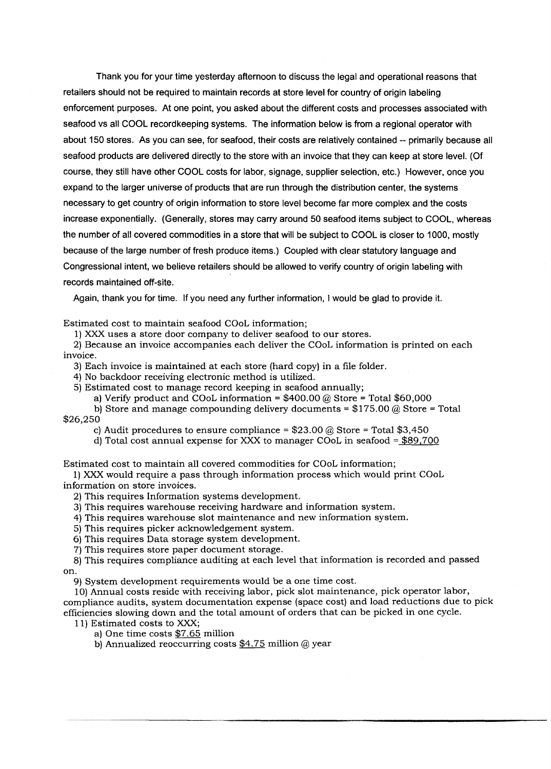Thank you for your time yesterday afternoon to discuss the legal and operational reasons that retailers should not be required to maintain records at store level for country of origin labeling enforcement purposes. At one point, you asked about the different costs and processes associated with seafood vs all COOL recordkeeping systems. The information below is from a regional operator with about 150 stores. As you can see, for seafood, their costs are relatively contained -- primarily because all seafood products are delivered directly to the store with an invoice that they can keep at store level. (Of course, they still have other COOL costs for labor, signage, supplier selection, etc.) However, once you expand to the larger universe of products that are run through the distribution center, the systems necessary to get country of origin information to store level become far more complex and the costs increase exponentially. (Generally, stores may carry around 50 seafood items subject to COOL, whereas the number of all covered commodities in a store that will be subject to COOL is closer to 1000, mostly because of the large number of fresh produce items.) Coupled with clear statutory language and Congressional intent, we believe retailers should be allowed to verify country of origin labeling with records maintained off-site.

Again, thank you for time. If you need any further information, I would be glad to provide it.

Estimated cost to maintain seafood COoL information;

1) XXX uses a store door company to deliver seafood to our stores.
2) Because an invoice accompanies each deliver the COoL information is printed on each invoice.
3) Each invoice is maintained at each store (hard copy) in a file folder.
4) No backdoor receiving electronic method is utilized.
5) Estimated cost to manage record keeping in seafood annually;
    a) Verify product and COoL information = $400.00 @ Store = Total $60,000
    b) Store and manage compounding delivery documents = $175.00 @ Store = Total $26,250
    c) Audit procedures to ensure compliance = $23.00 @ Store = Total $3,450
    d) Total cost annual expense for XXX to manager COoL in seafood = $89,700

Estimated cost to maintain all covered commodities for COoL information;

1) XXX would require a pass through information process which would print COoL information on store invoices.
2) This requires Information systems development.
3) This requires warehouse receiving hardware and information system.
4) This requires warehouse slot maintenance and new information system.
5) This requires picker acknowledgement system.
6) This requires Data storage system development.
7) This requires store paper document storage.
8) This requires compliance auditing at each level that information is recorded and passed on.
9) System development requirements would be a one time cost.
10) Annual costs reside with receiving labor, pick slot maintenance, pick operator labor, compliance audits, system documentation expense (space cost) and load reductions due to pick efficiencies slowing down and the total amount of orders that can be picked in one cycle.
11) Estimated costs to XXX;
    a) One time costs $7.65 million
    b) Annualized reoccurring costs $4.75 million @ year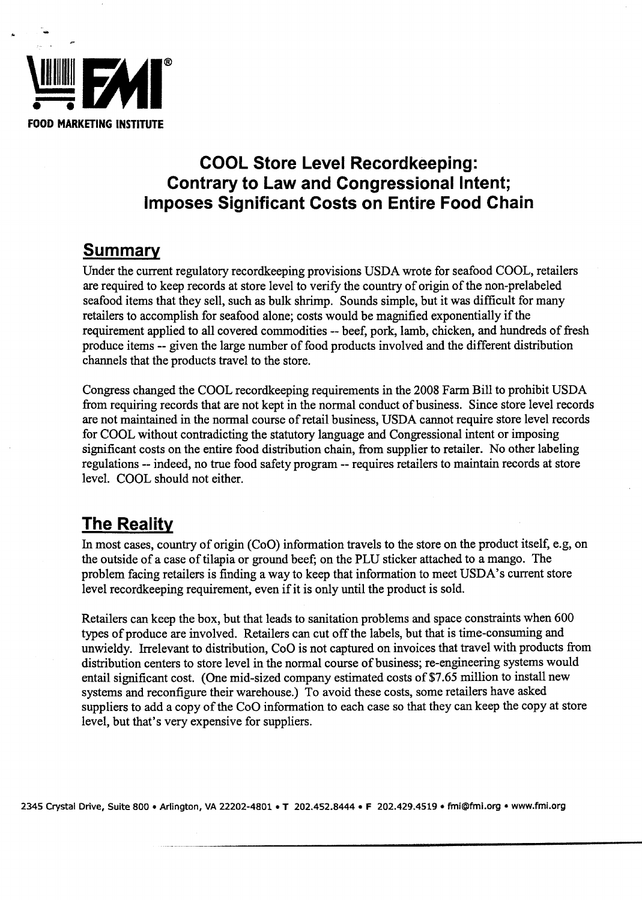FOOD MARKETING INSTITUTE

# COOL Store Level Recordkeeping: Contrary to Law and Congressional Intent; Imposes Significant Costs on Entire Food Chain

## Summary

Under the current regulatory recordkeeping provisions USDA wrote for seafood COOL, retailers are required to keep records at store level to verify the country of origin of the non-prelabeled seafood items that they sell, such as bulk shrimp. Sounds simple, but it was difficult for many retailers to accomplish for seafood alone; costs would be magnified exponentially if the requirement applied to all covered commodities -- beef, pork, lamb, chicken, and hundreds of fresh produce items -- given the large number of food products involved and the different distribution channels that the products travel to the store.

Congress changed the COOL recordkeeping requirements in the 2008 Farm Bill to prohibit USDA from requiring records that are not kept in the normal conduct of business. Since store level records are not maintained in the normal course of retail business, USDA cannot require store level records for COOL without contradicting the statutory language and Congressional intent or imposing significant costs on the entire food distribution chain, from supplier to retailer. No other labeling regulations -- indeed, no true food safety program -- requires retailers to maintain records at store level. COOL should not either.

## The Reality

In most cases, country of origin (CoO) information travels to the store on the product itself, e.g, on the outside of a case of tilapia or ground beef; on the PLU sticker attached to a mango. The problem facing retailers is finding a way to keep that information to meet USDA's current store level recordkeeping requirement, even if it is only until the product is sold.

Retailers can keep the box, but that leads to sanitation problems and space constraints when 600 types of produce are involved. Retailers can cut off the labels, but that is time-consuming and unwieldy. Irrelevant to distribution, CoO is not captured on invoices that travel with products from distribution centers to store level in the normal course of business; re-engineering systems would entail significant cost. (One mid-sized company estimated costs of $7.65 million to install new systems and reconfigure their warehouse.) To avoid these costs, some retailers have asked suppliers to add a copy of the CoO information to each case so that they can keep the copy at store level, but that's very expensive for suppliers.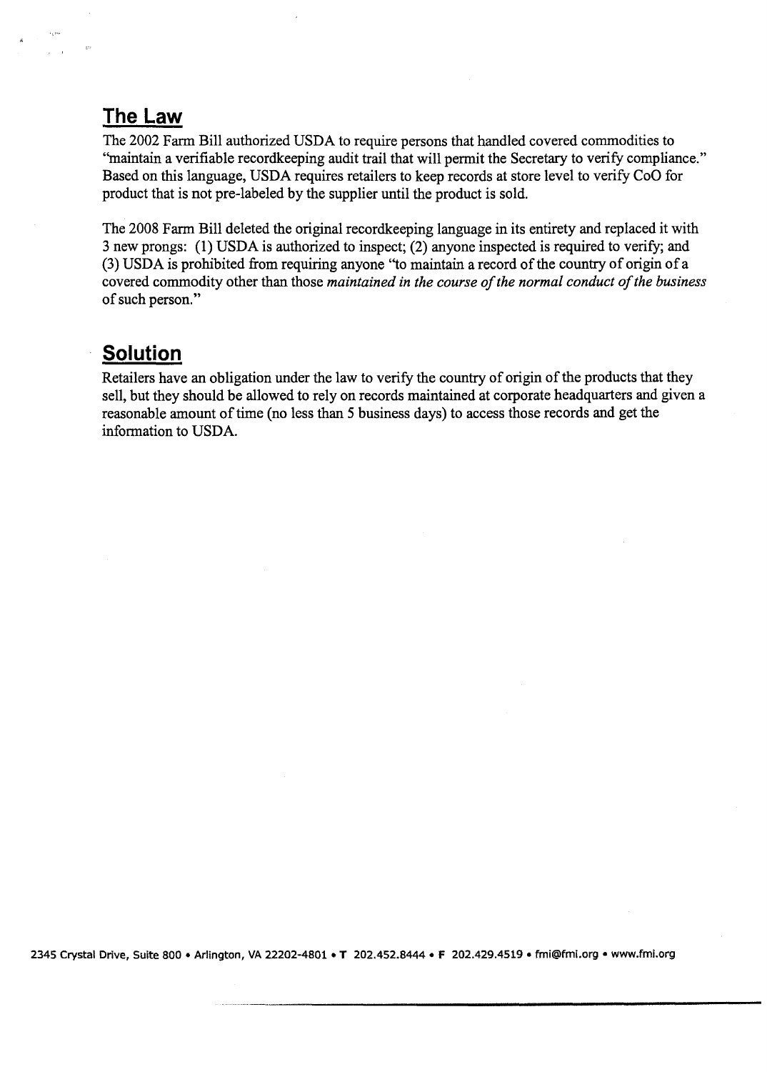## The Law

The 2002 Farm Bill authorized USDA to require persons that handled covered commodities to "maintain a verifiable recordkeeping audit trail that will permit the Secretary to verify compliance." Based on this language, USDA requires retailers to keep records at store level to verify CoO for product that is not pre-labeled by the supplier until the product is sold.

The 2008 Farm Bill deleted the original recordkeeping language in its entirety and replaced it with 3 new prongs: (1) USDA is authorized to inspect; (2) anyone inspected is required to verify; and (3) USDA is prohibited from requiring anyone "to maintain a record of the country of origin of a covered commodity other than those *maintained in the course of the normal conduct of the business* of such person."

## Solution

Retailers have an obligation under the law to verify the country of origin of the products that they sell, but they should be allowed to rely on records maintained at corporate headquarters and given a reasonable amount of time (no less than 5 business days) to access those records and get the information to USDA.

2345 Crystal Drive, Suite 800 • Arlington, VA 22202-4801 • T 202.452.8444 • F 202.429.4519 • fmi@fmi.org • www.fmi.org